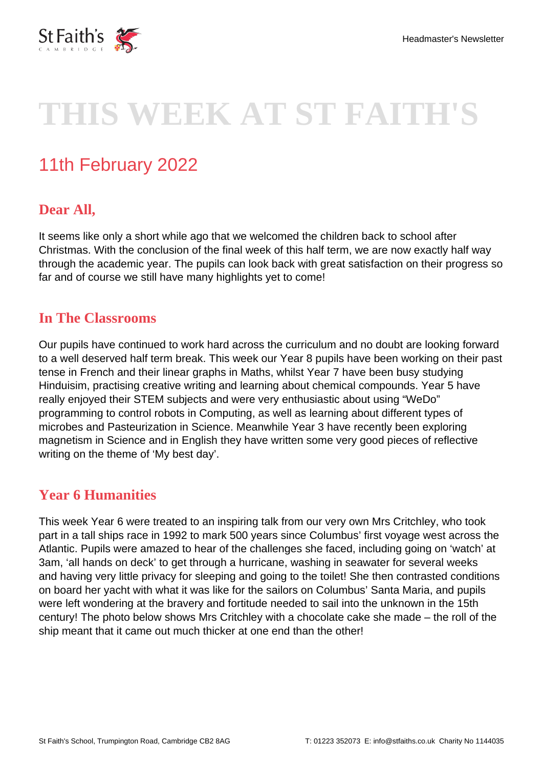# THIS WEEK AT ST FAITH'S

## 11th February 2022

### Dear All,

It seems like only a short while ago that we welcomed the children back to school after Christmas. With the conclusion of the final week of this half term, we are now exactly half way through the academic year. The pupils can look back with great satisfaction on their progress so far and of course we still have many highlights yet to come!

### In The Classrooms

Our pupils have continued to work hard across the curriculum and no doubt are looking forward to a well deserved half term break. This week our Year 8 pupils have been working on their past tense in French and their linear graphs in Maths, whilst Year 7 have been busy studying Hinduisim, practising creative writing and learning about chemical compounds. Year 5 have really enjoyed their STEM subjects and were very enthusiastic about using "WeDo" programming to control robots in Computing, as well as learning about different types of microbes and Pasteurization in Science. Meanwhile Year 3 have recently been exploring magnetism in Science and in English they have written some very good pieces of reflective writing on the theme of 'My best day'.

### Year 6 Humanities

This week Year 6 were treated to an inspiring talk from our very own Mrs Critchley, who took part in a tall ships race in 1992 to mark 500 years since Columbus' first voyage west across the Atlantic. Pupils were amazed to hear of the challenges she faced, including going on 'watch' at 3am, 'all hands on deck' to get through a hurricane, washing in seawater for several weeks and having very little privacy for sleeping and going to the toilet! She then contrasted conditions on board her yacht with what it was like for the sailors on Columbus' Santa Maria, and pupils were left wondering at the bravery and fortitude needed to sail into the unknown in the 15th century! The photo below shows Mrs Critchley with a chocolate cake she made – the roll of the ship meant that it came out much thicker at one end than the other!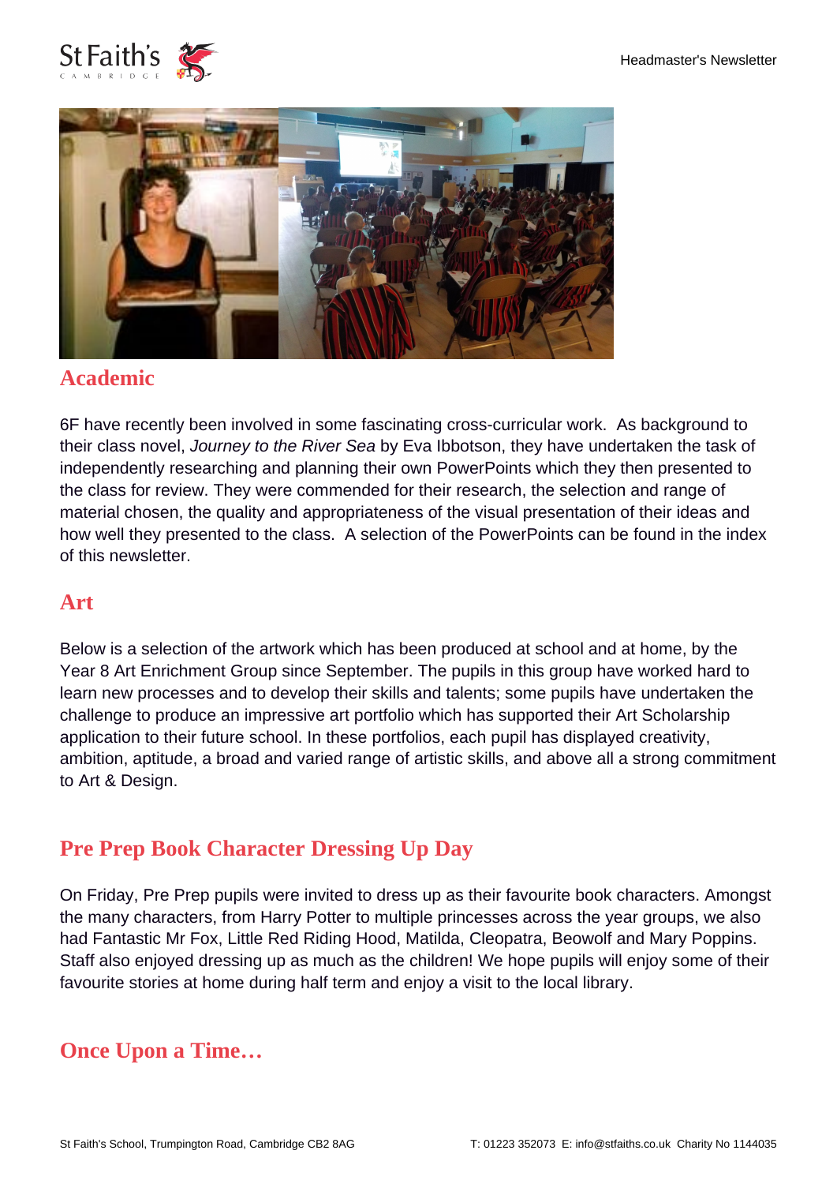## Academic

6F have recently been involved in some fascinating cross-curricular work. As background to their class novel, *Journey to the River Sea* by Eva Ibbotson, they have undertaken the task of independently researching and planning their own PowerPoints which they then presented to the class for review. They were commended for their research, the selection and range of material chosen, the quality and appropriateness of the visual presentation of their ideas and how well they presented to the class. A selection of the PowerPoints can be found in the index of this newsletter.

## Art

Below is a selection of the artwork which has been produced at school and at home, by the Year 8 Art Enrichment Group since September. The pupils in this group have worked hard to learn new processes and to develop their skills and talents; some pupils have undertaken the challenge to produce an impressive art portfolio which has supported their Art Scholarship application to their future school. In these portfolios, each pupil has displayed creativity, ambition, aptitude, a broad and varied range of artistic skills, and above all a strong commitment to Art & Design.

## Pre Prep Book Character Dressing Up Day

On Friday, Pre Prep pupils were invited to dress up as their favourite book characters. Amongst the many characters, from Harry Potter to multiple princesses across the year groups, we also had Fantastic Mr Fox, Little Red Riding Hood, Matilda, Cleopatra, Beowolf and Mary Poppins. Staff also enjoyed dressing up as much as the children! We hope pupils will enjoy some of their favourite stories at home during half term and enjoy a visit to the local library.

## Once Upon a Time…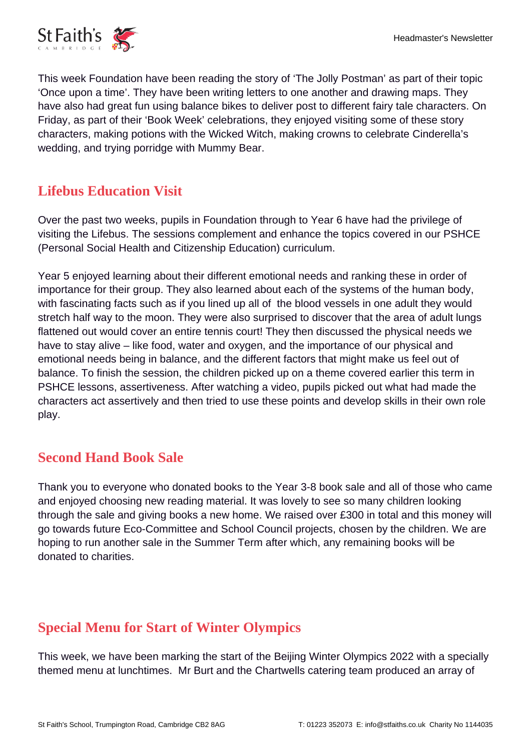This week Foundation have been reading the story of 'The Jolly Postman' as part of their topic 'Once upon a time'. They have been writing letters to one another and drawing maps. They have also had great fun using balance bikes to deliver post to different fairy tale characters. On Friday, as part of their 'Book Week' celebrations, they enjoyed visiting some of these story characters, making potions with the Wicked Witch, making crowns to celebrate Cinderella's wedding, and trying porridge with Mummy Bear.

## Lifebus Education Visit

Over the past two weeks, pupils in Foundation through to Year 6 have had the privilege of visiting the Lifebus. The sessions complement and enhance the topics covered in our PSHCE (Personal Social Health and Citizenship Education) curriculum.

Year 5 enjoyed learning about their different emotional needs and ranking these in order of importance for their group. They also learned about each of the systems of the human body, with fascinating facts such as if you lined up all of the blood vessels in one adult they would stretch half way to the moon. They were also surprised to discover that the area of adult lungs flattened out would cover an entire tennis court! They then discussed the physical needs we have to stay alive – like food, water and oxygen, and the importance of our physical and emotional needs being in balance, and the different factors that might make us feel out of balance. To finish the session, the children picked up on a theme covered earlier this term in PSHCE lessons, assertiveness. After watching a video, pupils picked out what had made the characters act assertively and then tried to use these points and develop skills in their own role play.

## Second Hand Book Sale

Thank you to everyone who donated books to the Year 3-8 book sale and all of those who came and enjoyed choosing new reading material. It was lovely to see so many children looking through the sale and giving books a new home. We raised over £300 in total and this money will go towards future Eco-Committee and School Council projects, chosen by the children. We are hoping to run another sale in the Summer Term after which, any remaining books will be donated to charities.

## Special Menu for Start of Winter Olympics

This week, we have been marking the start of the Beijing Winter Olympics 2022 with a specially themed menu at lunchtimes. Mr Burt and the Chartwells catering team produced an array of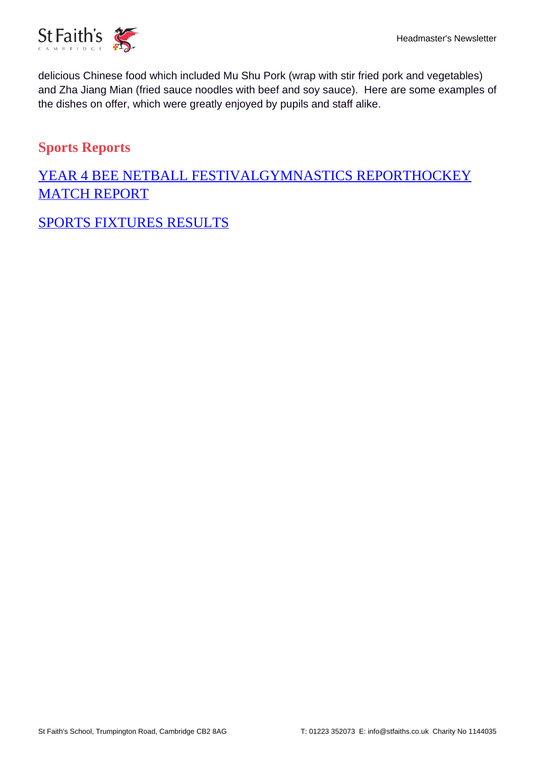delicious Chinese food which included Mu Shu Pork (wrap with stir fried pork and vegetables) and Zha Jiang Mian (fried sauce noodles with beef and soy sauce). Here are some examples of the dishes on offer, which were greatly enjoyed by pupils and staff alike.

## Sports Reports

YEAR 4 BEE NETBALL FESTIVALGYMNASTICS REPORTHOCKEY MATCH REPORT

SPORTS FIXTURES RESULTS